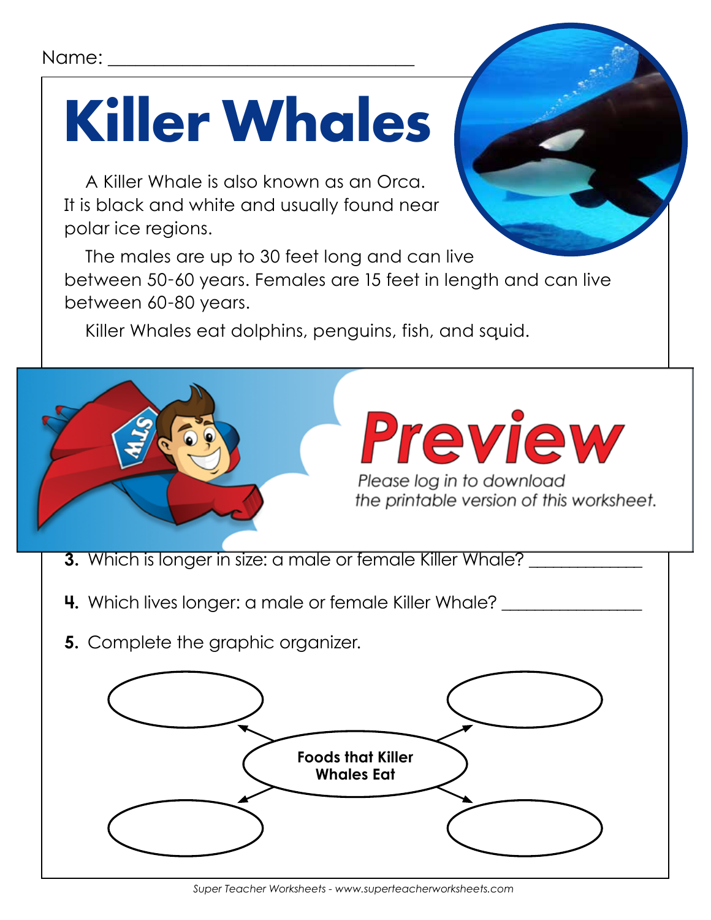Name: ___________________________________

# Killer Whales

A Killer Whale is also known as an Orca. It is black and white and usually found near polar ice regions.

The males are up to 30 feet long and can live between 50-60 years. Females are 15 feet in length and can live between 60-80 years.

Killer Whales eat dolphins, penguins, fish, and squid.

# Preview

*Please log in to download the printable version of this worksheet.*

**3.** Which is longer in size: a male or female Killer Whale? _____________

**4.** Which lives longer: a male or female Killer Whale? _________________

**5.** Complete the graphic organizer.

**Foods that Killer Whales Eat**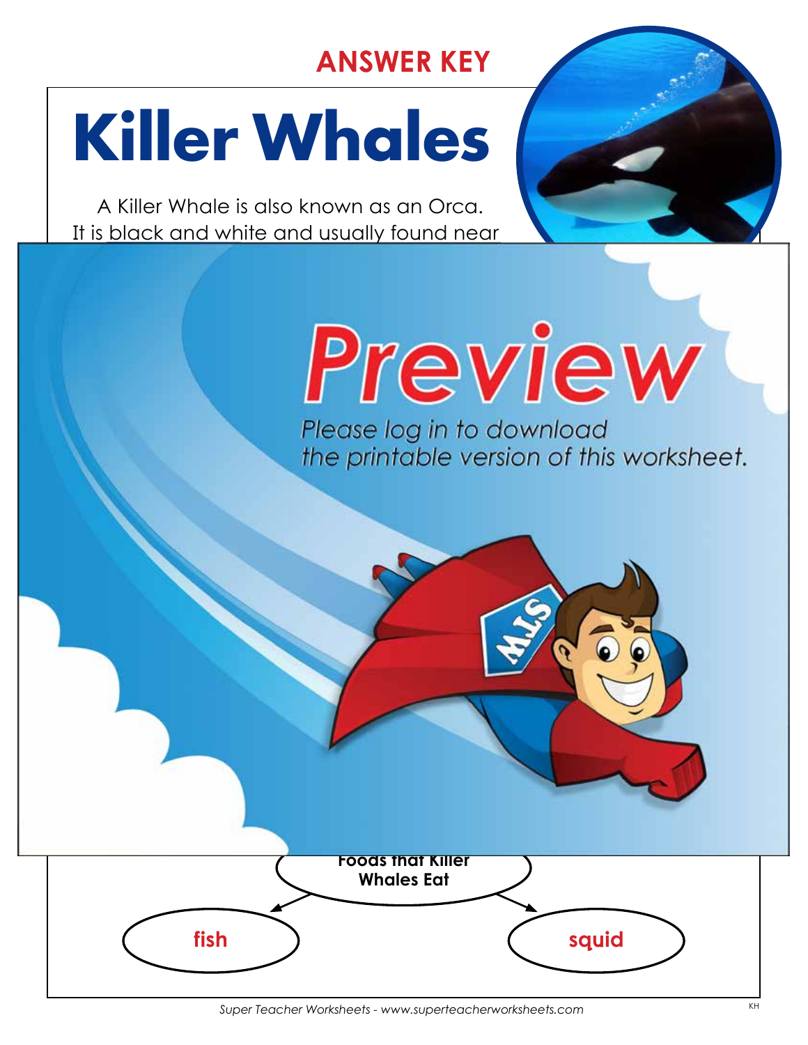**ANSWER KEY**

# Killer Whales

A Killer Whale is also known as an Orca. It is black and white and usually found near

Foods that Killer Whales Eat

fish

squid